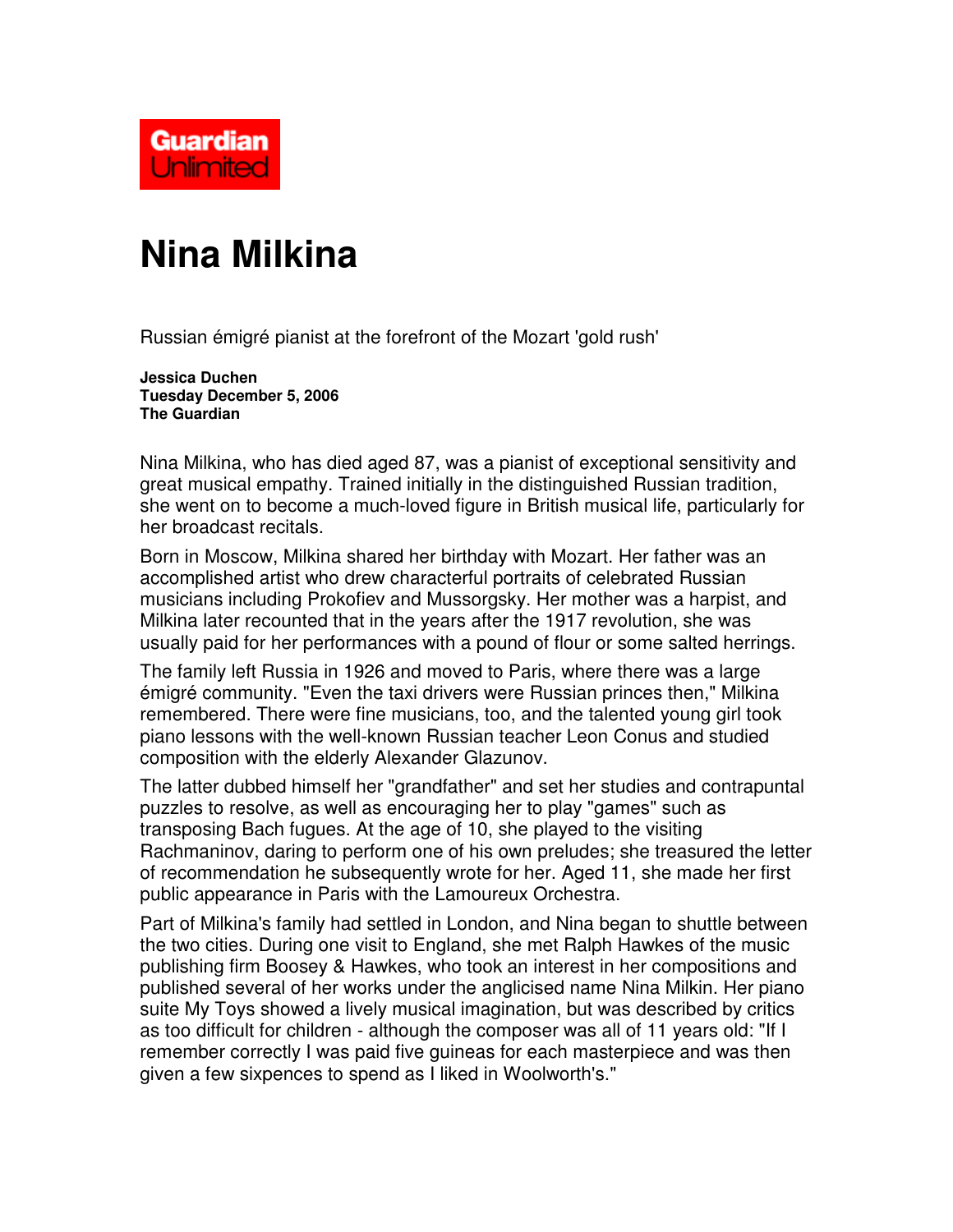Guardian Unlimited

# Nina Milkina

Russian émigré pianist at the forefront of the Mozart 'gold rush'

**Jessica Duchen**
**Tuesday December 5, 2006**
**The Guardian**

Nina Milkina, who has died aged 87, was a pianist of exceptional sensitivity and great musical empathy. Trained initially in the distinguished Russian tradition, she went on to become a much-loved figure in British musical life, particularly for her broadcast recitals.

Born in Moscow, Milkina shared her birthday with Mozart. Her father was an accomplished artist who drew characterful portraits of celebrated Russian musicians including Prokofiev and Mussorgsky. Her mother was a harpist, and Milkina later recounted that in the years after the 1917 revolution, she was usually paid for her performances with a pound of flour or some salted herrings.

The family left Russia in 1926 and moved to Paris, where there was a large émigré community. "Even the taxi drivers were Russian princes then," Milkina remembered. There were fine musicians, too, and the talented young girl took piano lessons with the well-known Russian teacher Leon Conus and studied composition with the elderly Alexander Glazunov.

The latter dubbed himself her "grandfather" and set her studies and contrapuntal puzzles to resolve, as well as encouraging her to play "games" such as transposing Bach fugues. At the age of 10, she played to the visiting Rachmaninov, daring to perform one of his own preludes; she treasured the letter of recommendation he subsequently wrote for her. Aged 11, she made her first public appearance in Paris with the Lamoureux Orchestra.

Part of Milkina's family had settled in London, and Nina began to shuttle between the two cities. During one visit to England, she met Ralph Hawkes of the music publishing firm Boosey & Hawkes, who took an interest in her compositions and published several of her works under the anglicised name Nina Milkin. Her piano suite My Toys showed a lively musical imagination, but was described by critics as too difficult for children - although the composer was all of 11 years old: "If I remember correctly I was paid five guineas for each masterpiece and was then given a few sixpences to spend as I liked in Woolworth's."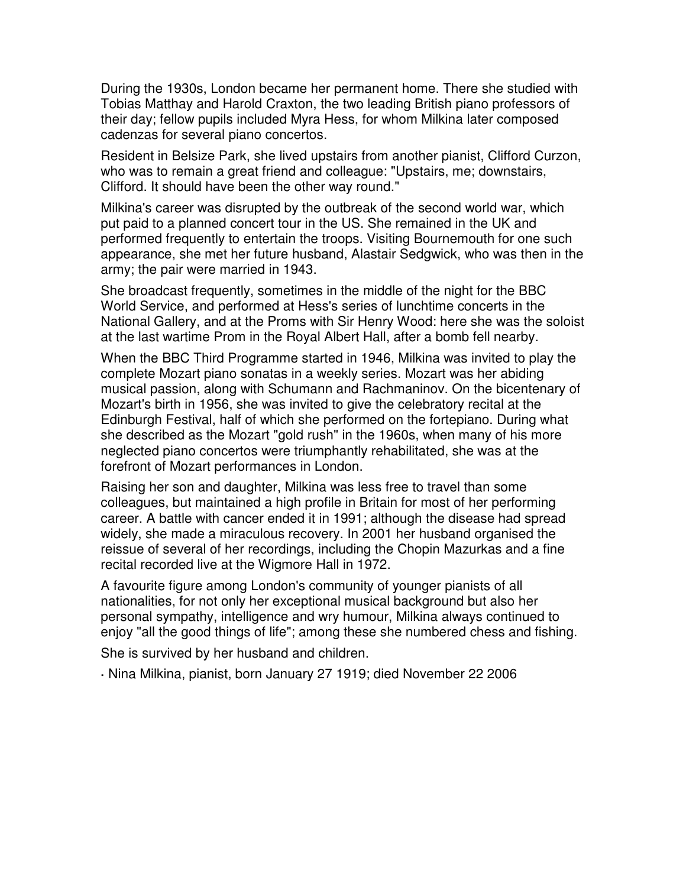During the 1930s, London became her permanent home. There she studied with Tobias Matthay and Harold Craxton, the two leading British piano professors of their day; fellow pupils included Myra Hess, for whom Milkina later composed cadenzas for several piano concertos.

Resident in Belsize Park, she lived upstairs from another pianist, Clifford Curzon, who was to remain a great friend and colleague: "Upstairs, me; downstairs, Clifford. It should have been the other way round."

Milkina's career was disrupted by the outbreak of the second world war, which put paid to a planned concert tour in the US. She remained in the UK and performed frequently to entertain the troops. Visiting Bournemouth for one such appearance, she met her future husband, Alastair Sedgwick, who was then in the army; the pair were married in 1943.

She broadcast frequently, sometimes in the middle of the night for the BBC World Service, and performed at Hess's series of lunchtime concerts in the National Gallery, and at the Proms with Sir Henry Wood: here she was the soloist at the last wartime Prom in the Royal Albert Hall, after a bomb fell nearby.

When the BBC Third Programme started in 1946, Milkina was invited to play the complete Mozart piano sonatas in a weekly series. Mozart was her abiding musical passion, along with Schumann and Rachmaninov. On the bicentenary of Mozart's birth in 1956, she was invited to give the celebratory recital at the Edinburgh Festival, half of which she performed on the fortepiano. During what she described as the Mozart "gold rush" in the 1960s, when many of his more neglected piano concertos were triumphantly rehabilitated, she was at the forefront of Mozart performances in London.

Raising her son and daughter, Milkina was less free to travel than some colleagues, but maintained a high profile in Britain for most of her performing career. A battle with cancer ended it in 1991; although the disease had spread widely, she made a miraculous recovery. In 2001 her husband organised the reissue of several of her recordings, including the Chopin Mazurkas and a fine recital recorded live at the Wigmore Hall in 1972.

A favourite figure among London's community of younger pianists of all nationalities, for not only her exceptional musical background but also her personal sympathy, intelligence and wry humour, Milkina always continued to enjoy "all the good things of life"; among these she numbered chess and fishing.

She is survived by her husband and children.

· Nina Milkina, pianist, born January 27 1919; died November 22 2006